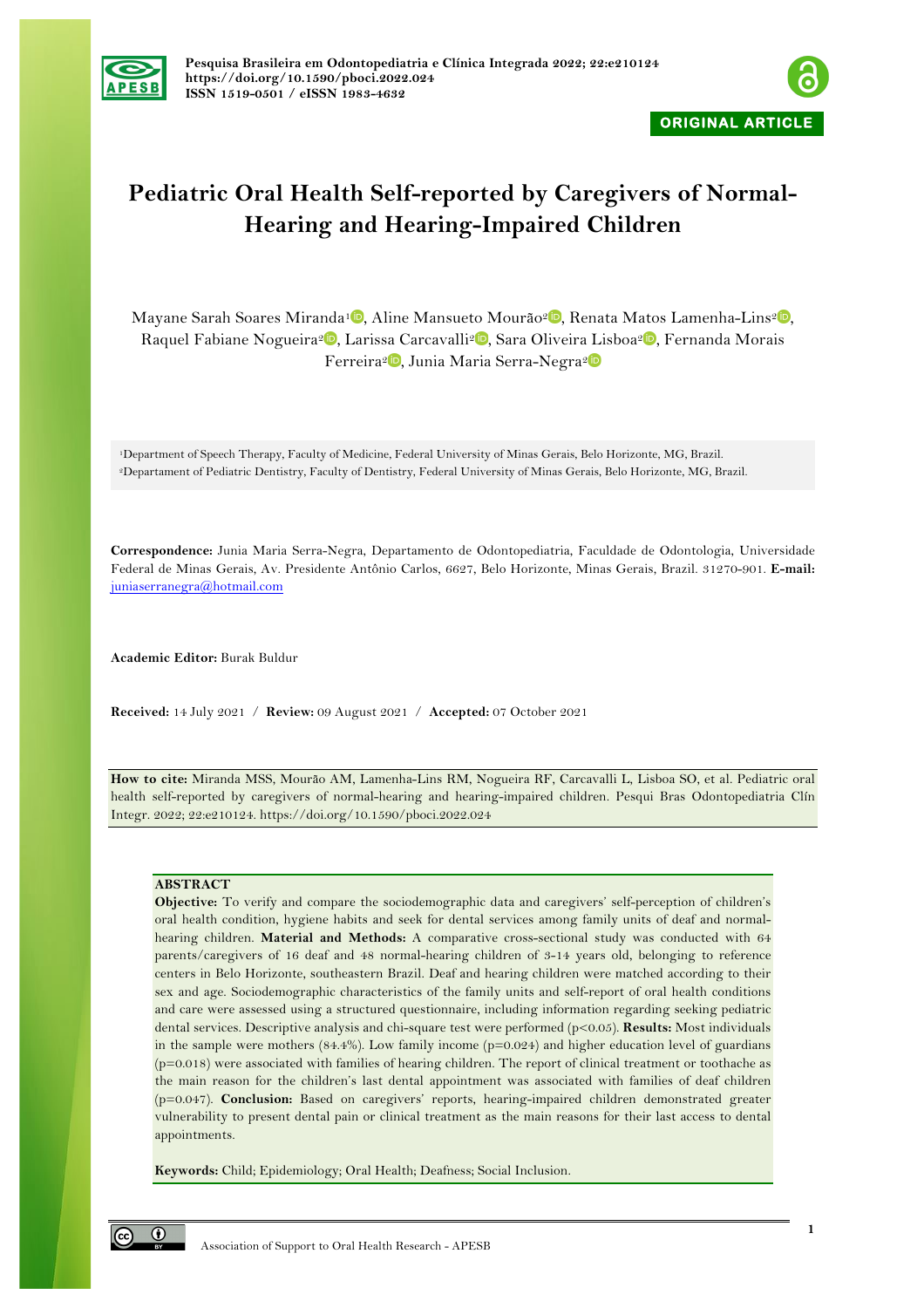Pesquisa Brasileira em Odontopediatria e Clínica Integrada 2022; 22:e210124
https://doi.org/10.1590/pboci.2022.024
ISSN 1519-0501 / eISSN 1983-4632

ORIGINAL ARTICLE

# Pediatric Oral Health Self-reported by Caregivers of Normal-Hearing and Hearing-Impaired Children

Mayane Sarah Soares Miranda[1], Aline Mansueto Mourão[2], Renata Matos Lamenha-Lins[2], Raquel Fabiane Nogueira[2], Larissa Carcavalli[2], Sara Oliveira Lisboa[2], Fernanda Morais Ferreira[2], Junia Maria Serra-Negra[2]

[1]Department of Speech Therapy, Faculty of Medicine, Federal University of Minas Gerais, Belo Horizonte, MG, Brazil.
[2]Departament of Pediatric Dentistry, Faculty of Dentistry, Federal University of Minas Gerais, Belo Horizonte, MG, Brazil.

**Correspondence:** Junia Maria Serra-Negra, Departamento de Odontopediatria, Faculdade de Odontologia, Universidade Federal de Minas Gerais, Av. Presidente Antônio Carlos, 6627, Belo Horizonte, Minas Gerais, Brazil. 31270-901. **E-mail:** juniaserranegra@hotmail.com

**Academic Editor:** Burak Buldur

**Received:** 14 July 2021 / **Review:** 09 August 2021 / **Accepted:** 07 October 2021

**How to cite:** Miranda MSS, Mourão AM, Lamenha-Lins RM, Nogueira RF, Carcavalli L, Lisboa SO, et al. Pediatric oral health self-reported by caregivers of normal-hearing and hearing-impaired children. Pesqui Bras Odontopediatria Clín Integr. 2022; 22:e210124. https://doi.org/10.1590/pboci.2022.024

## ABSTRACT

**Objective:** To verify and compare the sociodemographic data and caregivers' self-perception of children's oral health condition, hygiene habits and seek for dental services among family units of deaf and normal-hearing children. **Material and Methods:** A comparative cross-sectional study was conducted with 64 parents/caregivers of 16 deaf and 48 normal-hearing children of 3-14 years old, belonging to reference centers in Belo Horizonte, southeastern Brazil. Deaf and hearing children were matched according to their sex and age. Sociodemographic characteristics of the family units and self-report of oral health conditions and care were assessed using a structured questionnaire, including information regarding seeking pediatric dental services. Descriptive analysis and chi-square test were performed ($p<0.05$). **Results:** Most individuals in the sample were mothers (84.4%). Low family income ($p=0.024$) and higher education level of guardians ($p=0.018$) were associated with families of hearing children. The report of clinical treatment or toothache as the main reason for the children's last dental appointment was associated with families of deaf children ($p=0.047$). **Conclusion:** Based on caregivers' reports, hearing-impaired children demonstrated greater vulnerability to present dental pain or clinical treatment as the main reasons for their last access to dental appointments.

**Keywords:** Child; Epidemiology; Oral Health; Deafness; Social Inclusion.

Association of Support to Oral Health Research - APESB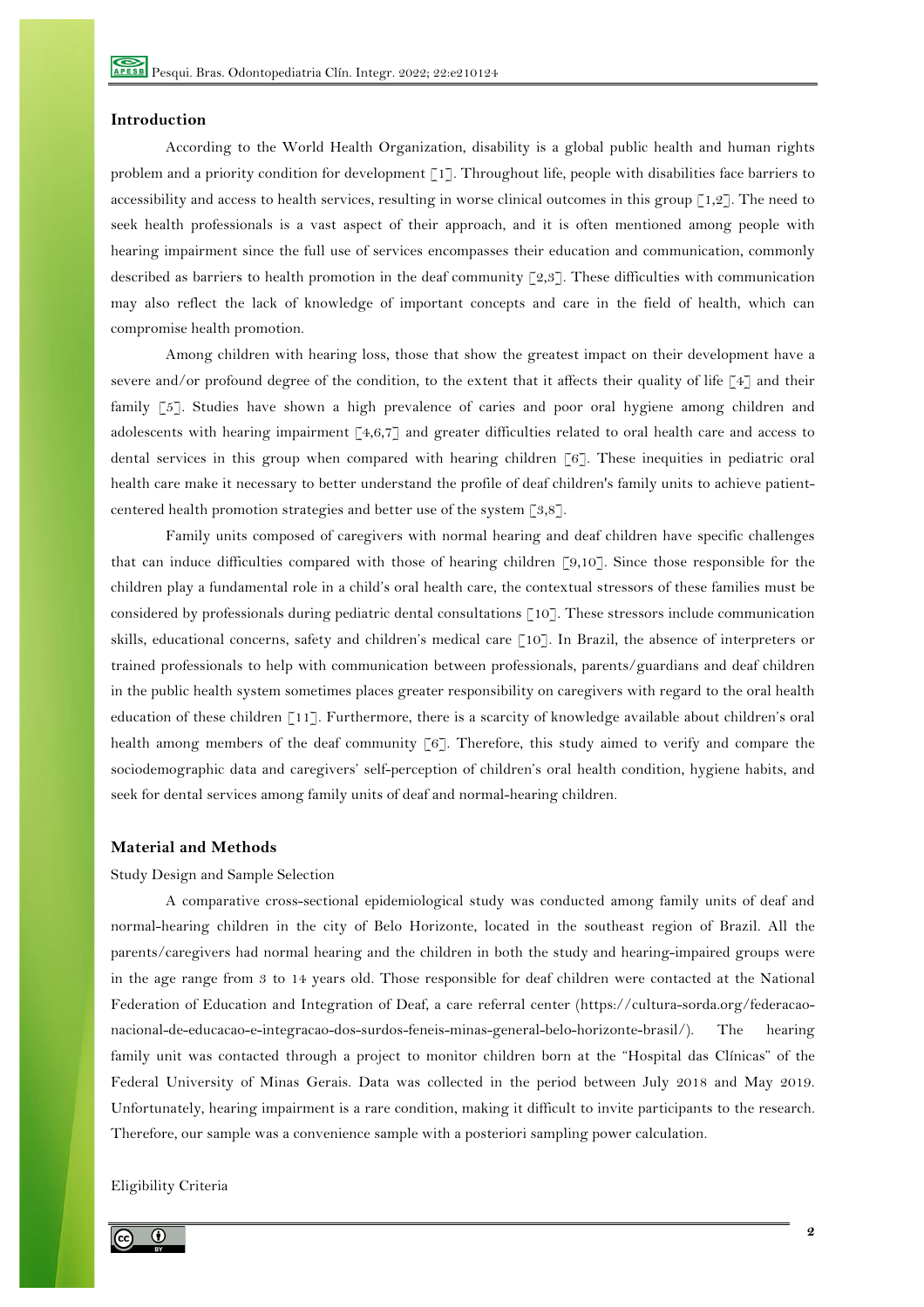## Introduction

According to the World Health Organization, disability is a global public health and human rights problem and a priority condition for development [1]. Throughout life, people with disabilities face barriers to accessibility and access to health services, resulting in worse clinical outcomes in this group [1,2]. The need to seek health professionals is a vast aspect of their approach, and it is often mentioned among people with hearing impairment since the full use of services encompasses their education and communication, commonly described as barriers to health promotion in the deaf community [2,3]. These difficulties with communication may also reflect the lack of knowledge of important concepts and care in the field of health, which can compromise health promotion.

Among children with hearing loss, those that show the greatest impact on their development have a severe and/or profound degree of the condition, to the extent that it affects their quality of life [4] and their family [5]. Studies have shown a high prevalence of caries and poor oral hygiene among children and adolescents with hearing impairment [4,6,7] and greater difficulties related to oral health care and access to dental services in this group when compared with hearing children [6]. These inequities in pediatric oral health care make it necessary to better understand the profile of deaf children's family units to achieve patient-centered health promotion strategies and better use of the system [3,8].

Family units composed of caregivers with normal hearing and deaf children have specific challenges that can induce difficulties compared with those of hearing children [9,10]. Since those responsible for the children play a fundamental role in a child's oral health care, the contextual stressors of these families must be considered by professionals during pediatric dental consultations [10]. These stressors include communication skills, educational concerns, safety and children's medical care [10]. In Brazil, the absence of interpreters or trained professionals to help with communication between professionals, parents/guardians and deaf children in the public health system sometimes places greater responsibility on caregivers with regard to the oral health education of these children [11]. Furthermore, there is a scarcity of knowledge available about children's oral health among members of the deaf community [6]. Therefore, this study aimed to verify and compare the sociodemographic data and caregivers' self-perception of children's oral health condition, hygiene habits, and seek for dental services among family units of deaf and normal-hearing children.

## Material and Methods

Study Design and Sample Selection

A comparative cross-sectional epidemiological study was conducted among family units of deaf and normal-hearing children in the city of Belo Horizonte, located in the southeast region of Brazil. All the parents/caregivers had normal hearing and the children in both the study and hearing-impaired groups were in the age range from 3 to 14 years old. Those responsible for deaf children were contacted at the National Federation of Education and Integration of Deaf, a care referral center (https://cultura-sorda.org/federacao-nacional-de-educacao-e-integracao-dos-surdos-feneis-minas-general-belo-horizonte-brasil/). The hearing family unit was contacted through a project to monitor children born at the "Hospital das Clínicas" of the Federal University of Minas Gerais. Data was collected in the period between July 2018 and May 2019. Unfortunately, hearing impairment is a rare condition, making it difficult to invite participants to the research. Therefore, our sample was a convenience sample with a posteriori sampling power calculation.

Eligibility Criteria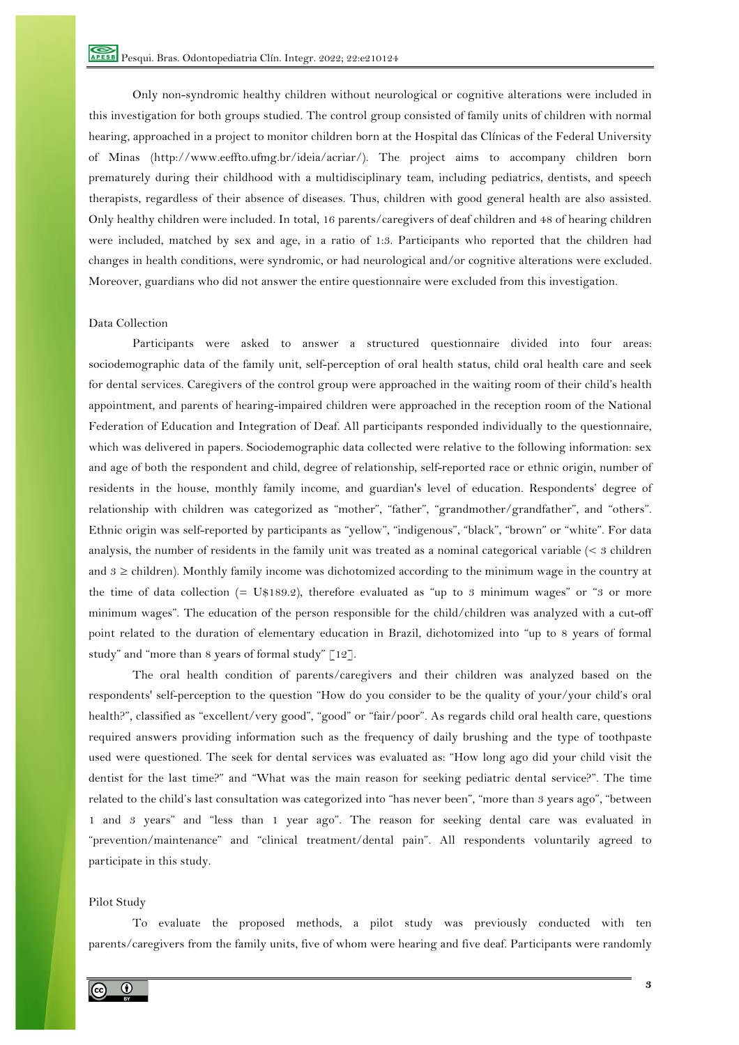Only non-syndromic healthy children without neurological or cognitive alterations were included in this investigation for both groups studied. The control group consisted of family units of children with normal hearing, approached in a project to monitor children born at the Hospital das Clínicas of the Federal University of Minas (http://www.eeffto.ufmg.br/ideia/acriar/). The project aims to accompany children born prematurely during their childhood with a multidisciplinary team, including pediatrics, dentists, and speech therapists, regardless of their absence of diseases. Thus, children with good general health are also assisted. Only healthy children were included. In total, 16 parents/caregivers of deaf children and 48 of hearing children were included, matched by sex and age, in a ratio of 1:3. Participants who reported that the children had changes in health conditions, were syndromic, or had neurological and/or cognitive alterations were excluded. Moreover, guardians who did not answer the entire questionnaire were excluded from this investigation.

Data Collection

Participants were asked to answer a structured questionnaire divided into four areas: sociodemographic data of the family unit, self-perception of oral health status, child oral health care and seek for dental services. Caregivers of the control group were approached in the waiting room of their child's health appointment, and parents of hearing-impaired children were approached in the reception room of the National Federation of Education and Integration of Deaf. All participants responded individually to the questionnaire, which was delivered in papers. Sociodemographic data collected were relative to the following information: sex and age of both the respondent and child, degree of relationship, self-reported race or ethnic origin, number of residents in the house, monthly family income, and guardian's level of education. Respondents' degree of relationship with children was categorized as "mother", "father", "grandmother/grandfather", and "others". Ethnic origin was self-reported by participants as "yellow", "indigenous", "black", "brown" or "white". For data analysis, the number of residents in the family unit was treated as a nominal categorical variable (< 3 children and 3 ≥ children). Monthly family income was dichotomized according to the minimum wage in the country at the time of data collection (= U$189.2), therefore evaluated as "up to 3 minimum wages" or "3 or more minimum wages". The education of the person responsible for the child/children was analyzed with a cut-off point related to the duration of elementary education in Brazil, dichotomized into "up to 8 years of formal study" and "more than 8 years of formal study" [12].

The oral health condition of parents/caregivers and their children was analyzed based on the respondents' self-perception to the question "How do you consider to be the quality of your/your child's oral health?", classified as "excellent/very good", "good" or "fair/poor". As regards child oral health care, questions required answers providing information such as the frequency of daily brushing and the type of toothpaste used were questioned. The seek for dental services was evaluated as: "How long ago did your child visit the dentist for the last time?" and "What was the main reason for seeking pediatric dental service?". The time related to the child's last consultation was categorized into "has never been", "more than 3 years ago", "between 1 and 3 years" and "less than 1 year ago". The reason for seeking dental care was evaluated in "prevention/maintenance" and "clinical treatment/dental pain". All respondents voluntarily agreed to participate in this study.

Pilot Study

To evaluate the proposed methods, a pilot study was previously conducted with ten parents/caregivers from the family units, five of whom were hearing and five deaf. Participants were randomly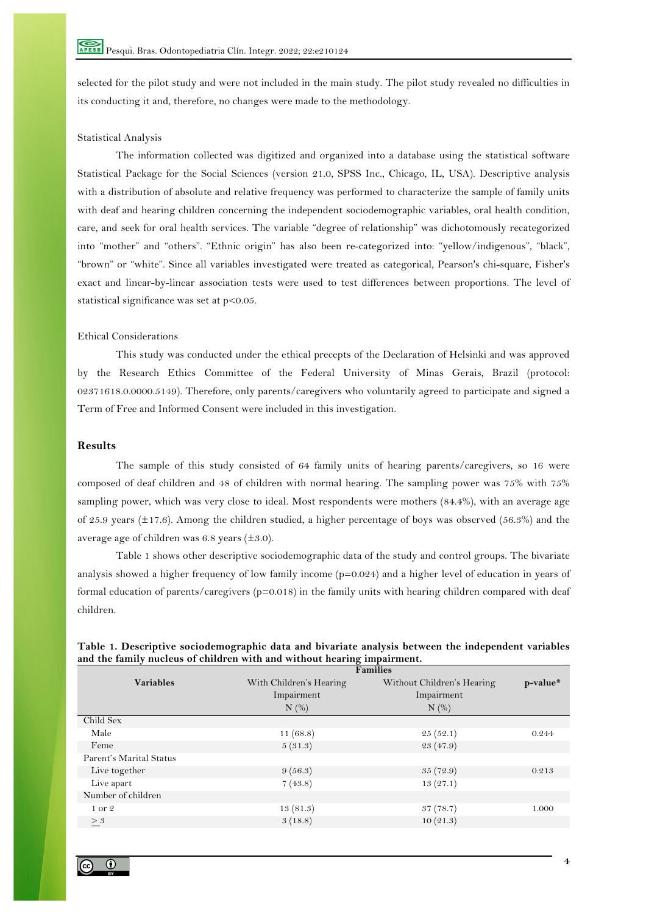selected for the pilot study and were not included in the main study. The pilot study revealed no difficulties in its conducting it and, therefore, no changes were made to the methodology.

### Statistical Analysis

The information collected was digitized and organized into a database using the statistical software Statistical Package for the Social Sciences (version 21.0, SPSS Inc., Chicago, IL, USA). Descriptive analysis with a distribution of absolute and relative frequency was performed to characterize the sample of family units with deaf and hearing children concerning the independent sociodemographic variables, oral health condition, care, and seek for oral health services. The variable "degree of relationship" was dichotomously recategorized into "mother" and "others". "Ethnic origin" has also been re-categorized into: "yellow/indigenous", "black", "brown" or "white". Since all variables investigated were treated as categorical, Pearson's chi-square, Fisher's exact and linear-by-linear association tests were used to test differences between proportions. The level of statistical significance was set at $p<0.05$.

### Ethical Considerations

This study was conducted under the ethical precepts of the Declaration of Helsinki and was approved by the Research Ethics Committee of the Federal University of Minas Gerais, Brazil (protocol: 02371618.0.0000.5149). Therefore, only parents/caregivers who voluntarily agreed to participate and signed a Term of Free and Informed Consent were included in this investigation.

## Results

The sample of this study consisted of 64 family units of hearing parents/caregivers, so 16 were composed of deaf children and 48 of children with normal hearing. The sampling power was 75% with 75% sampling power, which was very close to ideal. Most respondents were mothers (84.4%), with an average age of 25.9 years (±17.6). Among the children studied, a higher percentage of boys was observed (56.3%) and the average age of children was 6.8 years (±3.0).

Table 1 shows other descriptive sociodemographic data of the study and control groups. The bivariate analysis showed a higher frequency of low family income ($p=0.024$) and a higher level of education in years of formal education of parents/caregivers ($p=0.018$) in the family units with hearing children compared with deaf children.

**Table 1. Descriptive sociodemographic data and bivariate analysis between the independent variables and the family nucleus of children with and without hearing impairment.**

| Variables | Families | | |
|---|---|---|---|
| | With Children's Hearing Impairment N (%) | Without Children's Hearing Impairment N (%) | p-value* |
| Child Sex | | | |
| Male | 11 (68.8) | 25 (52.1) | 0.244 |
| Feme | 5 (31.3) | 23 (47.9) | |
| Parent's Marital Status | | | |
| Live together | 9 (56.3) | 35 (72.9) | 0.213 |
| Live apart | 7 (43.8) | 13 (27.1) | |
| Number of children | | | |
| 1 or 2 | 13 (81.3) | 37 (78.7) | 1.000 |
| ≥ 3 | 3 (18.8) | 10 (21.3) | |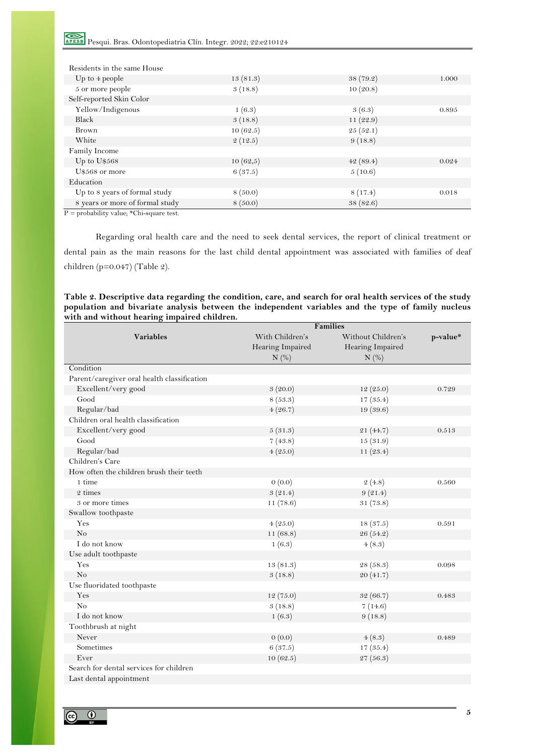| | | | |
|---|---|---|---|
| Residents in the same House | | | |
| Up to 4 people | 13 (81.3) | 38 (79.2) | 1.000 |
| 5 or more people | 3 (18.8) | 10 (20.8) | |
| Self-reported Skin Color | | | |
| Yellow/Indigenous | 1 (6.3) | 3 (6.3) | 0.895 |
| Black | 3 (18.8) | 11 (22.9) | |
| Brown | 10 (62.5) | 25 (52.1) | |
| White | 2 (12.5) | 9 (18.8) | |
| Family Income | | | |
| Up to U$568 | 10 (62,5) | 42 (89.4) | 0.024 |
| U$568 or more | 6 (37.5) | 5 (10.6) | |
| Education | | | |
| Up to 8 years of formal study | 8 (50.0) | 8 (17.4) | 0.018 |
| 8 years or more of formal study | 8 (50.0) | 38 (82.6) | |

P = probability value; *Chi-square test.

Regarding oral health care and the need to seek dental services, the report of clinical treatment or dental pain as the main reasons for the last child dental appointment was associated with families of deaf children (p=0.047) (Table 2).

**Table 2. Descriptive data regarding the condition, care, and search for oral health services of the study population and bivariate analysis between the independent variables and the type of family nucleus with and without hearing impaired children.**

| Variables | Families | | p-value* |
|---|---|---|---|
| | With Children's Hearing Impaired N (%) | Without Children's Hearing Impaired N (%) | |
| Condition | | | |
| Parent/caregiver oral health classification | | | |
| Excellent/very good | 3 (20.0) | 12 (25.0) | 0.729 |
| Good | 8 (53.3) | 17 (35.4) | |
| Regular/bad | 4 (26.7) | 19 (39.6) | |
| Children oral health classification | | | |
| Excellent/very good | 5 (31.3) | 21 (44.7) | 0.513 |
| Good | 7 (43.8) | 15 (31.9) | |
| Regular/bad | 4 (25.0) | 11 (23.4) | |
| Children's Care | | | |
| How often the children brush their teeth | | | |
| 1 time | 0 (0.0) | 2 (4.8) | 0.560 |
| 2 times | 3 (21.4) | 9 (21.4) | |
| 3 or more times | 11 (78.6) | 31 (73.8) | |
| Swallow toothpaste | | | |
| Yes | 4 (25.0) | 18 (37.5) | 0.591 |
| No | 11 (68.8) | 26 (54.2) | |
| I do not know | 1 (6.3) | 4 (8.3) | |
| Use adult toothpaste | | | |
| Yes | 13 (81.3) | 28 (58.3) | 0.098 |
| No | 3 (18.8) | 20 (41.7) | |
| Use fluoridated toothpaste | | | |
| Yes | 12 (75.0) | 32 (66.7) | 0.483 |
| No | 3 (18.8) | 7 (14.6) | |
| I do not know | 1 (6.3) | 9 (18.8) | |
| Toothbrush at night | | | |
| Never | 0 (0.0) | 4 (8.3) | 0.489 |
| Sometimes | 6 (37.5) | 17 (35.4) | |
| Ever | 10 (62.5) | 27 (56.3) | |
| Search for dental services for children | | | |
| Last dental appointment | | | |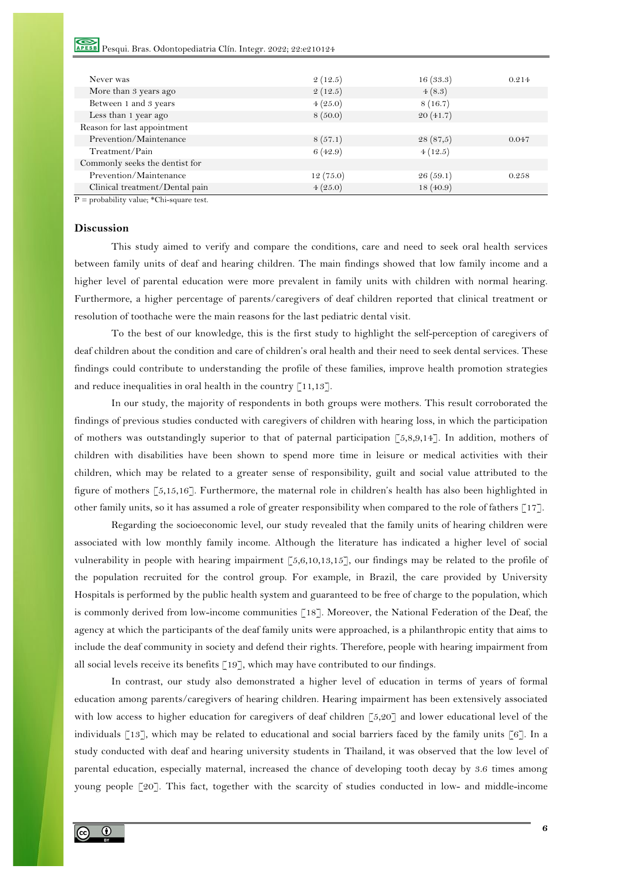| | | | |
|---|---|---|---|
| Never was | 2 (12.5) | 16 (33.3) | 0.214 |
| More than 3 years ago | 2 (12.5) | 4 (8.3) | |
| Between 1 and 3 years | 4 (25.0) | 8 (16.7) | |
| Less than 1 year ago | 8 (50.0) | 20 (41.7) | |
| Reason for last appointment | | | |
| Prevention/Maintenance | 8 (57.1) | 28 (87,5) | 0.047 |
| Treatment/Pain | 6 (42.9) | 4 (12.5) | |
| Commonly seeks the dentist for | | | |
| Prevention/Maintenance | 12 (75.0) | 26 (59.1) | 0.258 |
| Clinical treatment/Dental pain | 4 (25.0) | 18 (40.9) | |

P = probability value; *Chi-square test.

## Discussion

This study aimed to verify and compare the conditions, care and need to seek oral health services between family units of deaf and hearing children. The main findings showed that low family income and a higher level of parental education were more prevalent in family units with children with normal hearing. Furthermore, a higher percentage of parents/caregivers of deaf children reported that clinical treatment or resolution of toothache were the main reasons for the last pediatric dental visit.

To the best of our knowledge, this is the first study to highlight the self-perception of caregivers of deaf children about the condition and care of children's oral health and their need to seek dental services. These findings could contribute to understanding the profile of these families, improve health promotion strategies and reduce inequalities in oral health in the country [11,13].

In our study, the majority of respondents in both groups were mothers. This result corroborated the findings of previous studies conducted with caregivers of children with hearing loss, in which the participation of mothers was outstandingly superior to that of paternal participation [5,8,9,14]. In addition, mothers of children with disabilities have been shown to spend more time in leisure or medical activities with their children, which may be related to a greater sense of responsibility, guilt and social value attributed to the figure of mothers [5,15,16]. Furthermore, the maternal role in children's health has also been highlighted in other family units, so it has assumed a role of greater responsibility when compared to the role of fathers [17].

Regarding the socioeconomic level, our study revealed that the family units of hearing children were associated with low monthly family income. Although the literature has indicated a higher level of social vulnerability in people with hearing impairment [5,6,10,13,15], our findings may be related to the profile of the population recruited for the control group. For example, in Brazil, the care provided by University Hospitals is performed by the public health system and guaranteed to be free of charge to the population, which is commonly derived from low-income communities [18]. Moreover, the National Federation of the Deaf, the agency at which the participants of the deaf family units were approached, is a philanthropic entity that aims to include the deaf community in society and defend their rights. Therefore, people with hearing impairment from all social levels receive its benefits [19], which may have contributed to our findings.

In contrast, our study also demonstrated a higher level of education in terms of years of formal education among parents/caregivers of hearing children. Hearing impairment has been extensively associated with low access to higher education for caregivers of deaf children [5,20] and lower educational level of the individuals [13], which may be related to educational and social barriers faced by the family units [6]. In a study conducted with deaf and hearing university students in Thailand, it was observed that the low level of parental education, especially maternal, increased the chance of developing tooth decay by 3.6 times among young people [20]. This fact, together with the scarcity of studies conducted in low- and middle-income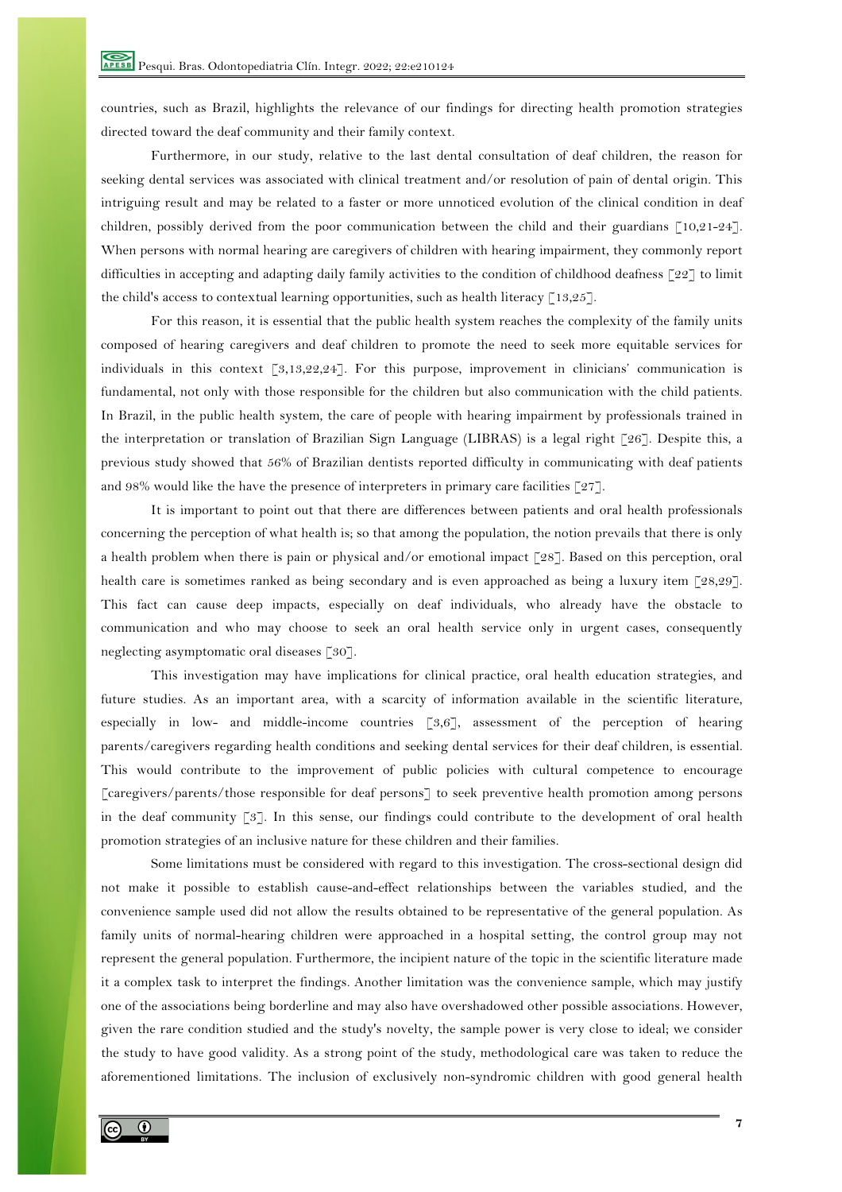countries, such as Brazil, highlights the relevance of our findings for directing health promotion strategies directed toward the deaf community and their family context.

Furthermore, in our study, relative to the last dental consultation of deaf children, the reason for seeking dental services was associated with clinical treatment and/or resolution of pain of dental origin. This intriguing result and may be related to a faster or more unnoticed evolution of the clinical condition in deaf children, possibly derived from the poor communication between the child and their guardians [10,21-24]. When persons with normal hearing are caregivers of children with hearing impairment, they commonly report difficulties in accepting and adapting daily family activities to the condition of childhood deafness [22] to limit the child's access to contextual learning opportunities, such as health literacy [13,25].

For this reason, it is essential that the public health system reaches the complexity of the family units composed of hearing caregivers and deaf children to promote the need to seek more equitable services for individuals in this context [3,13,22,24]. For this purpose, improvement in clinicians' communication is fundamental, not only with those responsible for the children but also communication with the child patients. In Brazil, in the public health system, the care of people with hearing impairment by professionals trained in the interpretation or translation of Brazilian Sign Language (LIBRAS) is a legal right [26]. Despite this, a previous study showed that 56% of Brazilian dentists reported difficulty in communicating with deaf patients and 98% would like the have the presence of interpreters in primary care facilities [27].

It is important to point out that there are differences between patients and oral health professionals concerning the perception of what health is; so that among the population, the notion prevails that there is only a health problem when there is pain or physical and/or emotional impact [28]. Based on this perception, oral health care is sometimes ranked as being secondary and is even approached as being a luxury item [28,29]. This fact can cause deep impacts, especially on deaf individuals, who already have the obstacle to communication and who may choose to seek an oral health service only in urgent cases, consequently neglecting asymptomatic oral diseases [30].

This investigation may have implications for clinical practice, oral health education strategies, and future studies. As an important area, with a scarcity of information available in the scientific literature, especially in low- and middle-income countries [3,6], assessment of the perception of hearing parents/caregivers regarding health conditions and seeking dental services for their deaf children, is essential. This would contribute to the improvement of public policies with cultural competence to encourage [caregivers/parents/those responsible for deaf persons] to seek preventive health promotion among persons in the deaf community [3]. In this sense, our findings could contribute to the development of oral health promotion strategies of an inclusive nature for these children and their families.

Some limitations must be considered with regard to this investigation. The cross-sectional design did not make it possible to establish cause-and-effect relationships between the variables studied, and the convenience sample used did not allow the results obtained to be representative of the general population. As family units of normal-hearing children were approached in a hospital setting, the control group may not represent the general population. Furthermore, the incipient nature of the topic in the scientific literature made it a complex task to interpret the findings. Another limitation was the convenience sample, which may justify one of the associations being borderline and may also have overshadowed other possible associations. However, given the rare condition studied and the study's novelty, the sample power is very close to ideal; we consider the study to have good validity. As a strong point of the study, methodological care was taken to reduce the aforementioned limitations. The inclusion of exclusively non-syndromic children with good general health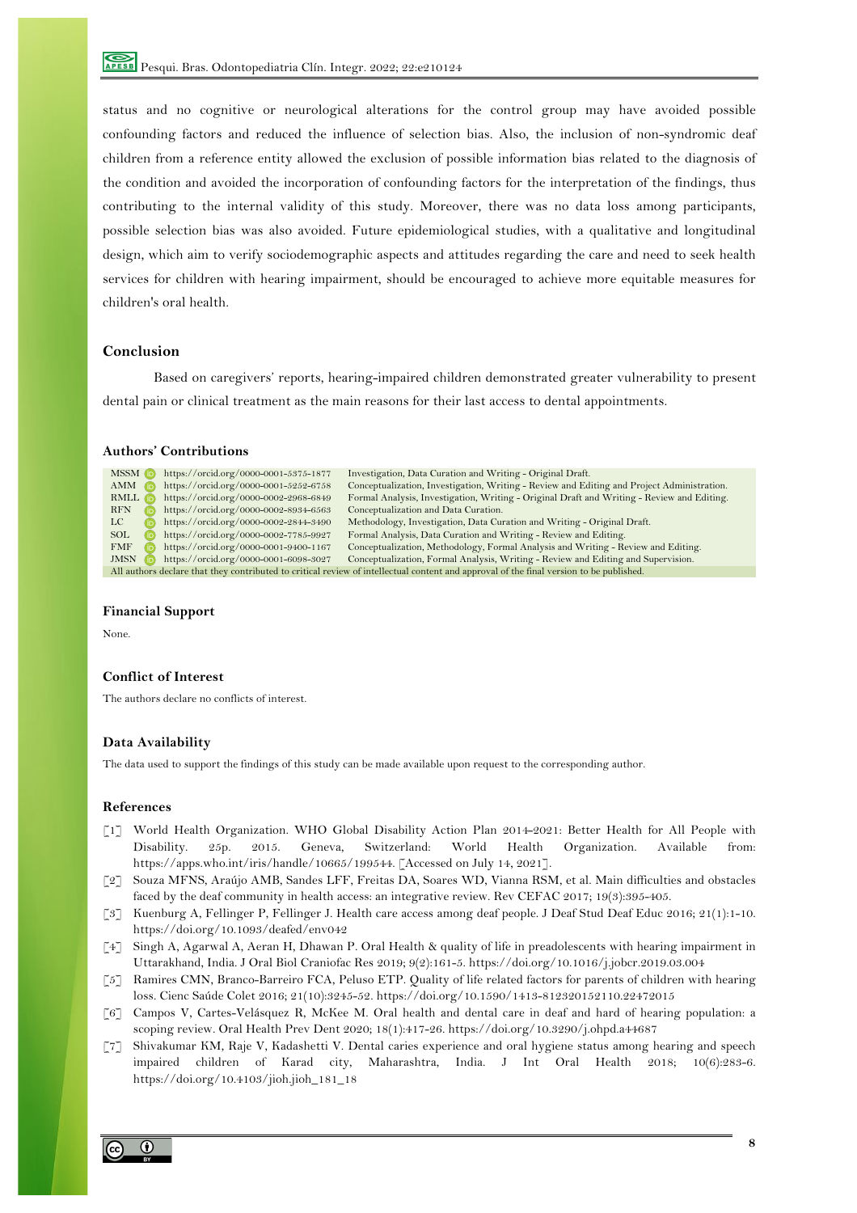status and no cognitive or neurological alterations for the control group may have avoided possible confounding factors and reduced the influence of selection bias. Also, the inclusion of non-syndromic deaf children from a reference entity allowed the exclusion of possible information bias related to the diagnosis of the condition and avoided the incorporation of confounding factors for the interpretation of the findings, thus contributing to the internal validity of this study. Moreover, there was no data loss among participants, possible selection bias was also avoided. Future epidemiological studies, with a qualitative and longitudinal design, which aim to verify sociodemographic aspects and attitudes regarding the care and need to seek health services for children with hearing impairment, should be encouraged to achieve more equitable measures for children's oral health.

## Conclusion

Based on caregivers' reports, hearing-impaired children demonstrated greater vulnerability to present dental pain or clinical treatment as the main reasons for their last access to dental appointments.

## Authors' Contributions

| | | |
|---|---|---|
| MSSM | https://orcid.org/0000-0001-5375-1877 | Investigation, Data Curation and Writing - Original Draft. |
| AMM | https://orcid.org/0000-0001-5252-6758 | Conceptualization, Investigation, Writing - Review and Editing and Project Administration. |
| RMLL | https://orcid.org/0000-0002-2968-6849 | Formal Analysis, Investigation, Writing - Original Draft and Writing - Review and Editing. |
| RFN | https://orcid.org/0000-0002-8934-6563 | Conceptualization and Data Curation. |
| LC | https://orcid.org/0000-0002-2844-3490 | Methodology, Investigation, Data Curation and Writing - Original Draft. |
| SOL | https://orcid.org/0000-0002-7785-9927 | Formal Analysis, Data Curation and Writing - Review and Editing. |
| FMF | https://orcid.org/0000-0001-9400-1167 | Conceptualization, Methodology, Formal Analysis and Writing - Review and Editing. |
| JMSN | https://orcid.org/0000-0001-6098-3027 | Conceptualization, Formal Analysis, Writing - Review and Editing and Supervision. |

All authors declare that they contributed to critical review of intellectual content and approval of the final version to be published.

## Financial Support

None.

## Conflict of Interest

The authors declare no conflicts of interest.

## Data Availability

The data used to support the findings of this study can be made available upon request to the corresponding author.

## References

[1] World Health Organization. WHO Global Disability Action Plan 2014-2021: Better Health for All People with Disability. 25p. 2015. Geneva, Switzerland: World Health Organization. Available from: https://apps.who.int/iris/handle/10665/199544. [Accessed on July 14, 2021].

[2] Souza MFNS, Araújo AMB, Sandes LFF, Freitas DA, Soares WD, Vianna RSM, et al. Main difficulties and obstacles faced by the deaf community in health access: an integrative review. Rev CEFAC 2017; 19(3):395-405.

[3] Kuenburg A, Fellinger P, Fellinger J. Health care access among deaf people. J Deaf Stud Deaf Educ 2016; 21(1):1-10. https://doi.org/10.1093/deafed/env042

[4] Singh A, Agarwal A, Aeran H, Dhawan P. Oral Health & quality of life in preadolescents with hearing impairment in Uttarakhand, India. J Oral Biol Craniofac Res 2019; 9(2):161-5. https://doi.org/10.1016/j.jobcr.2019.03.004

[5] Ramires CMN, Branco-Barreiro FCA, Peluso ETP. Quality of life related factors for parents of children with hearing loss. Cienc Saúde Colet 2016; 21(10):3245-52. https://doi.org/10.1590/1413-812320152110.22472015

[6] Campos V, Cartes-Velásquez R, McKee M. Oral health and dental care in deaf and hard of hearing population: a scoping review. Oral Health Prev Dent 2020; 18(1):417-26. https://doi.org/10.3290/j.ohpd.a44687

[7] Shivakumar KM, Raje V, Kadashetti V. Dental caries experience and oral hygiene status among hearing and speech impaired children of Karad city, Maharashtra, India. J Int Oral Health 2018; 10(6):283-6. https://doi.org/10.4103/jioh.jioh_181_18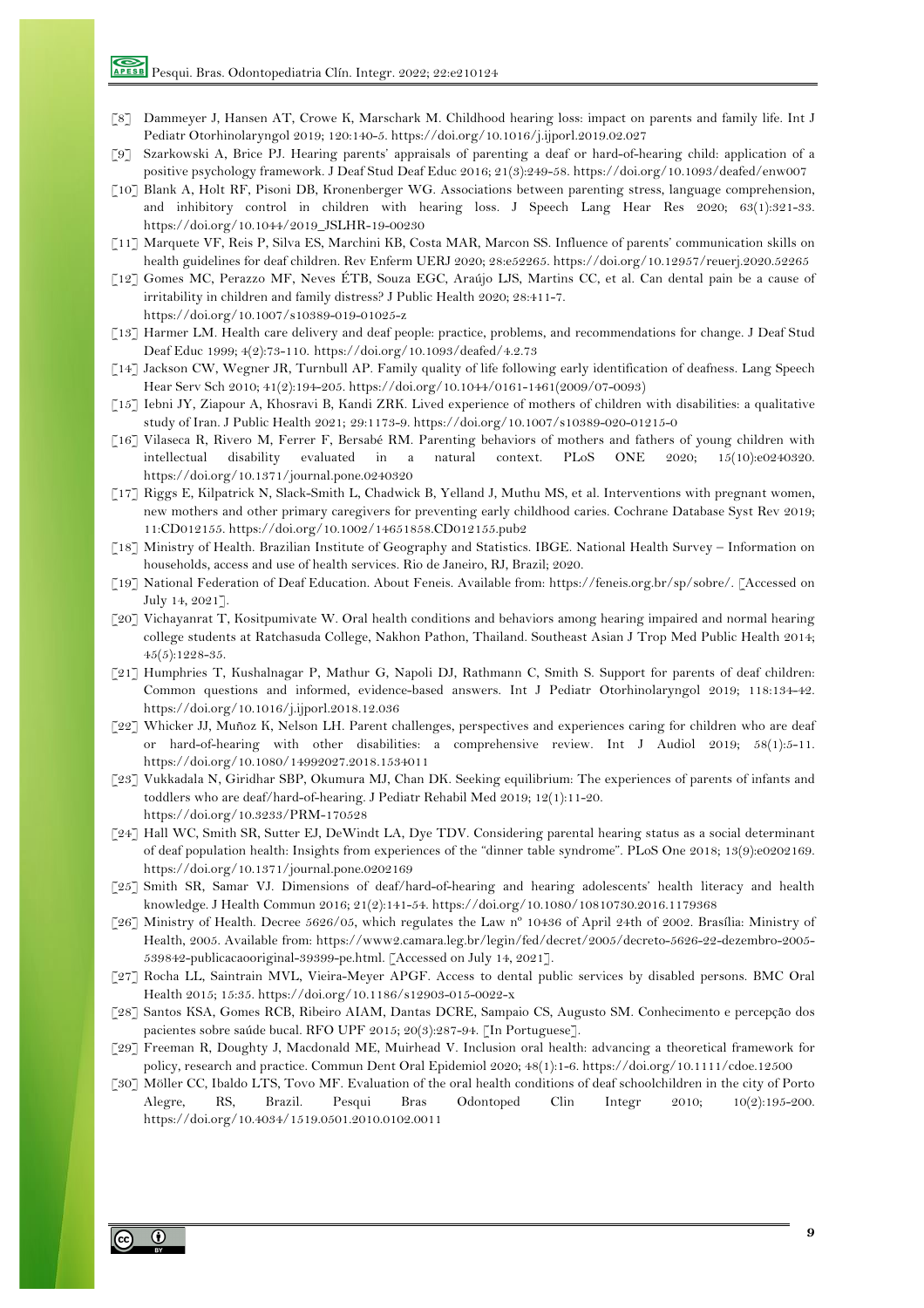[8] Dammeyer J, Hansen AT, Crowe K, Marschark M. Childhood hearing loss: impact on parents and family life. Int J Pediatr Otorhinolaryngol 2019; 120:140-5. https://doi.org/10.1016/j.ijporl.2019.02.027

[9] Szarkowski A, Brice PJ. Hearing parents' appraisals of parenting a deaf or hard-of-hearing child: application of a positive psychology framework. J Deaf Stud Deaf Educ 2016; 21(3):249-58. https://doi.org/10.1093/deafed/enw007

[10] Blank A, Holt RF, Pisoni DB, Kronenberger WG. Associations between parenting stress, language comprehension, and inhibitory control in children with hearing loss. J Speech Lang Hear Res 2020; 63(1):321-33. https://doi.org/10.1044/2019_JSLHR-19-00230

[11] Marquete VF, Reis P, Silva ES, Marchini KB, Costa MAR, Marcon SS. Influence of parents' communication skills on health guidelines for deaf children. Rev Enferm UERJ 2020; 28:e52265. https://doi.org/10.12957/reuerj.2020.52265

[12] Gomes MC, Perazzo MF, Neves ÉTB, Souza EGC, Araújo LJS, Martins CC, et al. Can dental pain be a cause of irritability in children and family distress? J Public Health 2020; 28:411-7. https://doi.org/10.1007/s10389-019-01025-z

[13] Harmer LM. Health care delivery and deaf people: practice, problems, and recommendations for change. J Deaf Stud Deaf Educ 1999; 4(2):73-110. https://doi.org/10.1093/deafed/4.2.73

[14] Jackson CW, Wegner JR, Turnbull AP. Family quality of life following early identification of deafness. Lang Speech Hear Serv Sch 2010; 41(2):194-205. https://doi.org/10.1044/0161-1461(2009/07-0093)

[15] Iebni JY, Ziapour A, Khosravi B, Kandi ZRK. Lived experience of mothers of children with disabilities: a qualitative study of Iran. J Public Health 2021; 29:1173-9. https://doi.org/10.1007/s10389-020-01215-0

[16] Vilaseca R, Rivero M, Ferrer F, Bersabé RM. Parenting behaviors of mothers and fathers of young children with intellectual disability evaluated in a natural context. PLoS ONE 2020; 15(10):e0240320. https://doi.org/10.1371/journal.pone.0240320

[17] Riggs E, Kilpatrick N, Slack-Smith L, Chadwick B, Yelland J, Muthu MS, et al. Interventions with pregnant women, new mothers and other primary caregivers for preventing early childhood caries. Cochrane Database Syst Rev 2019; 11:CD012155. https://doi.org/10.1002/14651858.CD012155.pub2

[18] Ministry of Health. Brazilian Institute of Geography and Statistics. IBGE. National Health Survey – Information on households, access and use of health services. Rio de Janeiro, RJ, Brazil; 2020.

[19] National Federation of Deaf Education. About Feneis. Available from: https://feneis.org.br/sp/sobre/. [Accessed on July 14, 2021].

[20] Vichayanrat T, Kositpumivate W. Oral health conditions and behaviors among hearing impaired and normal hearing college students at Ratchasuda College, Nakhon Pathon, Thailand. Southeast Asian J Trop Med Public Health 2014; 45(5):1228-35.

[21] Humphries T, Kushalnagar P, Mathur G, Napoli DJ, Rathmann C, Smith S. Support for parents of deaf children: Common questions and informed, evidence-based answers. Int J Pediatr Otorhinolaryngol 2019; 118:134-42. https://doi.org/10.1016/j.ijporl.2018.12.036

[22] Whicker JJ, Muñoz K, Nelson LH. Parent challenges, perspectives and experiences caring for children who are deaf or hard-of-hearing with other disabilities: a comprehensive review. Int J Audiol 2019; 58(1):5-11. https://doi.org/10.1080/14992027.2018.1534011

[23] Vukkadala N, Giridhar SBP, Okumura MJ, Chan DK. Seeking equilibrium: The experiences of parents of infants and toddlers who are deaf/hard-of-hearing. J Pediatr Rehabil Med 2019; 12(1):11-20. https://doi.org/10.3233/PRM-170528

[24] Hall WC, Smith SR, Sutter EJ, DeWindt LA, Dye TDV. Considering parental hearing status as a social determinant of deaf population health: Insights from experiences of the "dinner table syndrome". PLoS One 2018; 13(9):e0202169. https://doi.org/10.1371/journal.pone.0202169

[25] Smith SR, Samar VJ. Dimensions of deaf/hard-of-hearing and hearing adolescents' health literacy and health knowledge. J Health Commun 2016; 21(2):141-54. https://doi.org/10.1080/10810730.2016.1179368

[26] Ministry of Health. Decree 5626/05, which regulates the Law nº 10436 of April 24th of 2002. Brasília: Ministry of Health, 2005. Available from: https://www2.camara.leg.br/legin/fed/decret/2005/decreto-5626-22-dezembro-2005-539842-publicacaooriginal-39399-pe.html. [Accessed on July 14, 2021].

[27] Rocha LL, Saintrain MVL, Vieira-Meyer APGF. Access to dental public services by disabled persons. BMC Oral Health 2015; 15:35. https://doi.org/10.1186/s12903-015-0022-x

[28] Santos KSA, Gomes RCB, Ribeiro AIAM, Dantas DCRE, Sampaio CS, Augusto SM. Conhecimento e percepção dos pacientes sobre saúde bucal. RFO UPF 2015; 20(3):287-94. [In Portuguese].

[29] Freeman R, Doughty J, Macdonald ME, Muirhead V. Inclusion oral health: advancing a theoretical framework for policy, research and practice. Commun Dent Oral Epidemiol 2020; 48(1):1-6. https://doi.org/10.1111/cdoe.12500

[30] Möller CC, Ibaldo LTS, Tovo MF. Evaluation of the oral health conditions of deaf schoolchildren in the city of Porto Alegre, RS, Brazil. Pesqui Bras Odontoped Clin Integr 2010; 10(2):195-200. https://doi.org/10.4034/1519.0501.2010.0102.0011